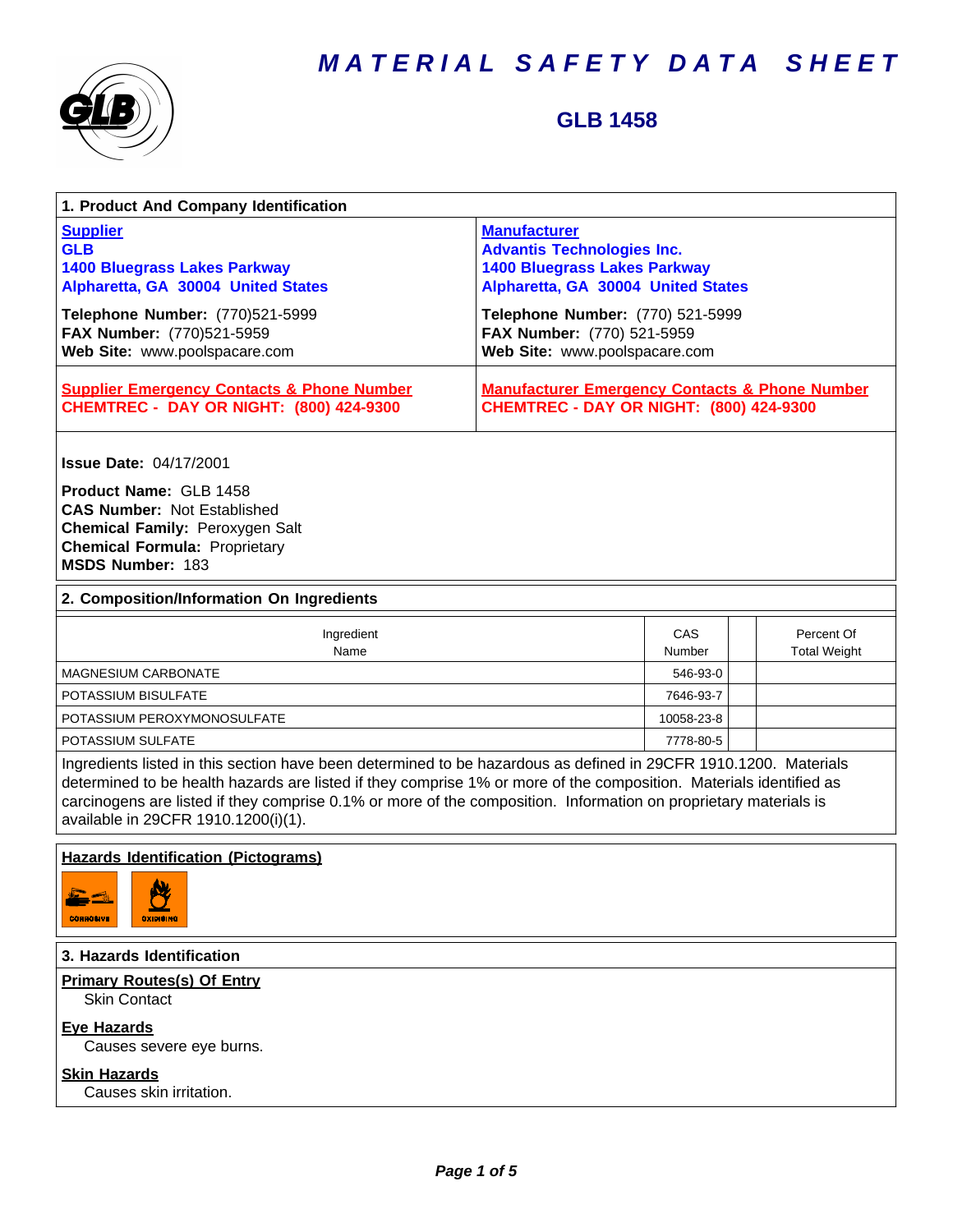# MATERIAL SAFETY DATA SHEET

## GLB 1458

### 1. Product And Company Identification

**Supplier**
**GLB**
**1400 Bluegrass Lakes Parkway**
**Alpharetta, GA 30004 United States**

**Telephone Number:** (770)521-5999
**FAX Number:** (770)521-5959
**Web Site:** www.poolspacare.com

**Manufacturer**
**Advantis Technologies Inc.**
**1400 Bluegrass Lakes Parkway**
**Alpharetta, GA 30004 United States**

**Telephone Number:** (770) 521-5999
**FAX Number:** (770) 521-5959
**Web Site:** www.poolspacare.com

**Supplier Emergency Contacts & Phone Number**
**CHEMTREC - DAY OR NIGHT: (800) 424-9300**

**Manufacturer Emergency Contacts & Phone Number**
**CHEMTREC - DAY OR NIGHT: (800) 424-9300**

**Issue Date:** 04/17/2001

**Product Name:** GLB 1458
**CAS Number:** Not Established
**Chemical Family:** Peroxygen Salt
**Chemical Formula:** Proprietary
**MSDS Number:** 183

### 2. Composition/Information On Ingredients

| Ingredient Name | CAS Number | | Percent Of Total Weight |
|---|---|---|---|
| MAGNESIUM CARBONATE | 546-93-0 | | |
| POTASSIUM BISULFATE | 7646-93-7 | | |
| POTASSIUM PEROXYMONOSULFATE | 10058-23-8 | | |
| POTASSIUM SULFATE | 7778-80-5 | | |

Ingredients listed in this section have been determined to be hazardous as defined in 29CFR 1910.1200. Materials determined to be health hazards are listed if they comprise 1% or more of the composition. Materials identified as carcinogens are listed if they comprise 0.1% or more of the composition. Information on proprietary materials is available in 29CFR 1910.1200(i)(1).

**Hazards Identification (Pictograms)**

CORROSIVE OXIDIZING

### 3. Hazards Identification

**Primary Routes(s) Of Entry**
Skin Contact

**Eye Hazards**
Causes severe eye burns.

**Skin Hazards**
Causes skin irritation.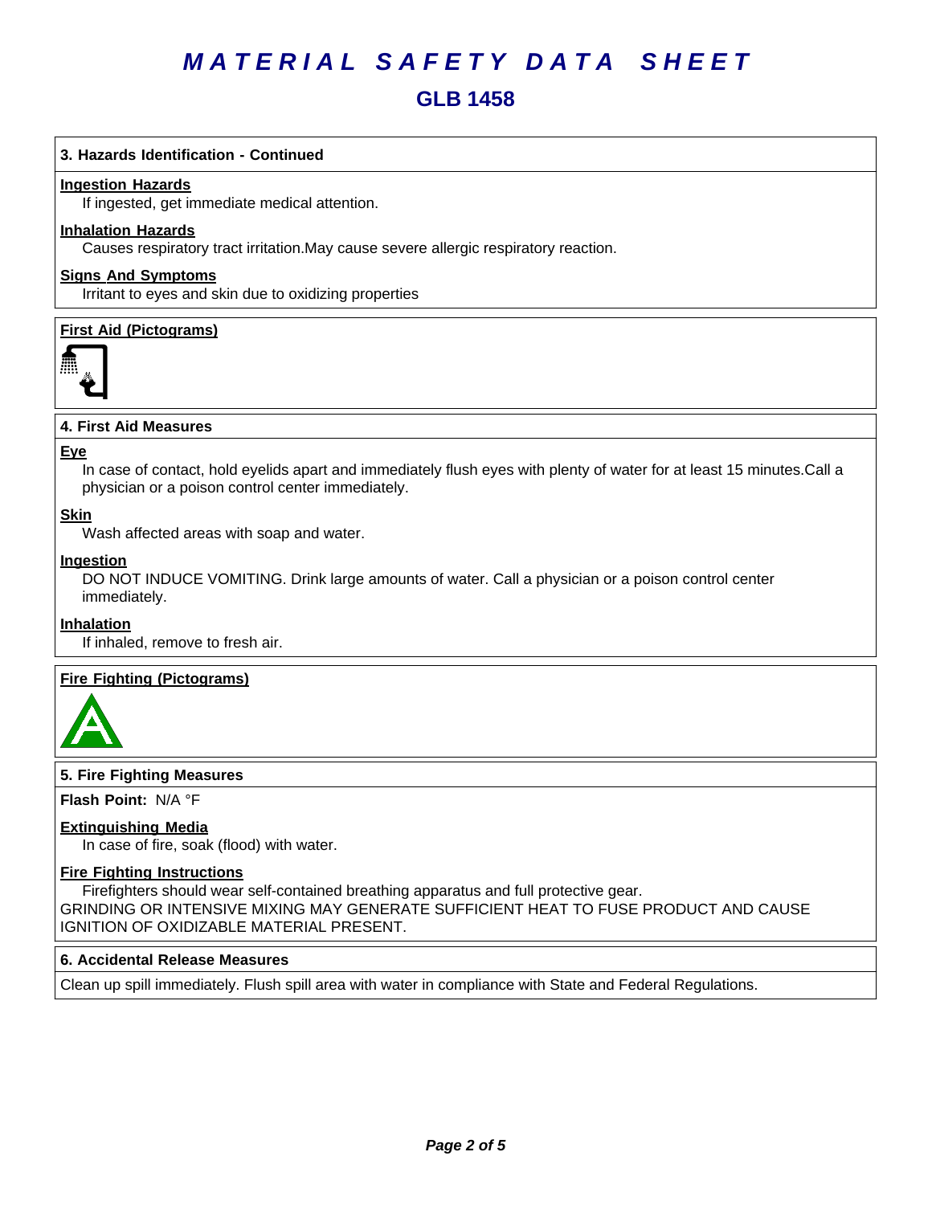# MATERIAL SAFETY DATA SHEET

## GLB 1458

### 3. Hazards Identification - Continued

**Ingestion Hazards**

If ingested, get immediate medical attention.

**Inhalation Hazards**

Causes respiratory tract irritation.May cause severe allergic respiratory reaction.

**Signs And Symptoms**

Irritant to eyes and skin due to oxidizing properties

**First Aid (Pictograms)**

### 4. First Aid Measures

**Eye**

In case of contact, hold eyelids apart and immediately flush eyes with plenty of water for at least 15 minutes.Call a physician or a poison control center immediately.

**Skin**

Wash affected areas with soap and water.

**Ingestion**

DO NOT INDUCE VOMITING. Drink large amounts of water. Call a physician or a poison control center immediately.

**Inhalation**

If inhaled, remove to fresh air.

**Fire Fighting (Pictograms)**

### 5. Fire Fighting Measures

**Flash Point:** N/A °F

**Extinguishing Media**

In case of fire, soak (flood) with water.

**Fire Fighting Instructions**

Firefighters should wear self-contained breathing apparatus and full protective gear.
GRINDING OR INTENSIVE MIXING MAY GENERATE SUFFICIENT HEAT TO FUSE PRODUCT AND CAUSE IGNITION OF OXIDIZABLE MATERIAL PRESENT.

### 6. Accidental Release Measures

Clean up spill immediately. Flush spill area with water in compliance with State and Federal Regulations.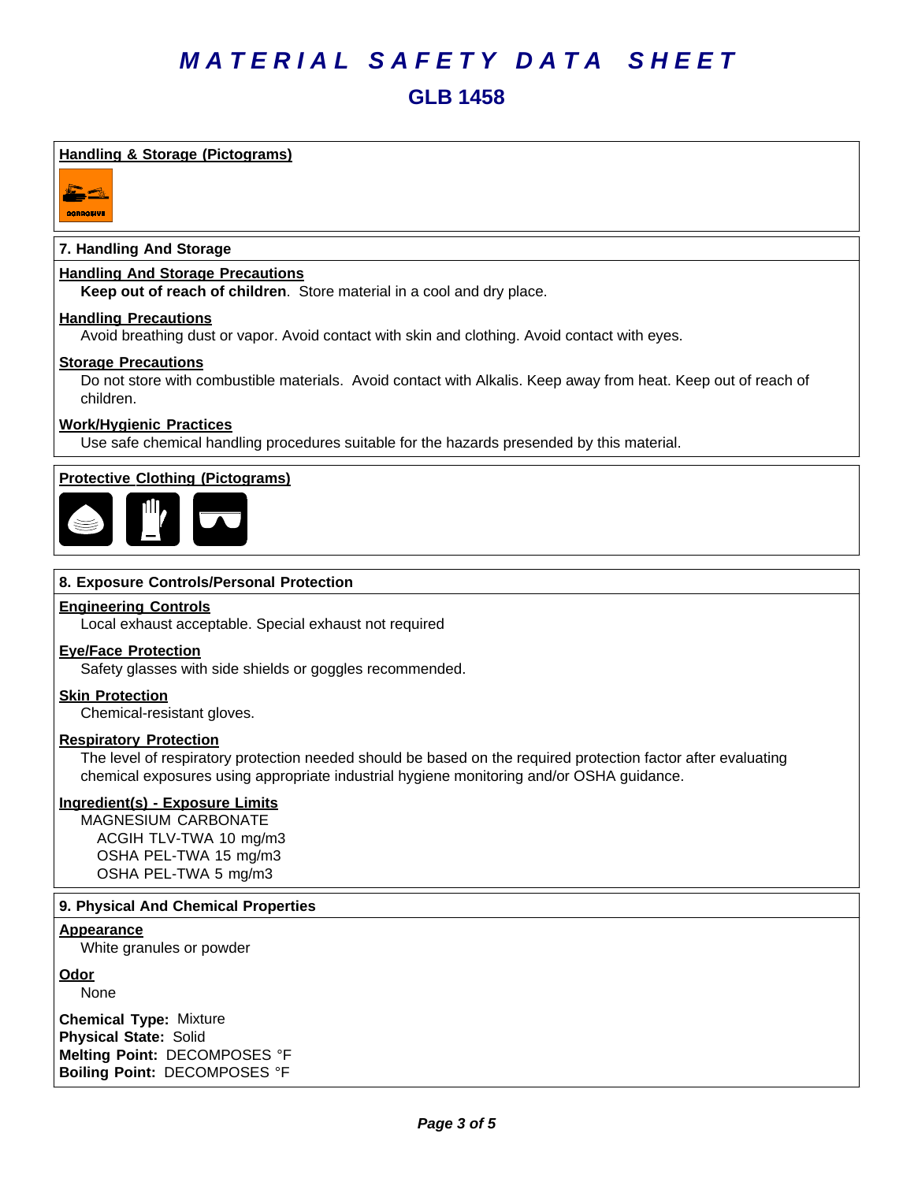# MATERIAL SAFETY DATA SHEET

## GLB 1458

**Handling & Storage (Pictograms)**

## 7. Handling And Storage

**Handling And Storage Precautions**

**Keep out of reach of children**. Store material in a cool and dry place.

**Handling Precautions**

Avoid breathing dust or vapor. Avoid contact with skin and clothing. Avoid contact with eyes.

**Storage Precautions**

Do not store with combustible materials. Avoid contact with Alkalis. Keep away from heat. Keep out of reach of children.

**Work/Hygienic Practices**

Use safe chemical handling procedures suitable for the hazards presended by this material.

**Protective Clothing (Pictograms)**

## 8. Exposure Controls/Personal Protection

**Engineering Controls**

Local exhaust acceptable. Special exhaust not required

**Eye/Face Protection**

Safety glasses with side shields or goggles recommended.

**Skin Protection**

Chemical-resistant gloves.

**Respiratory Protection**

The level of respiratory protection needed should be based on the required protection factor after evaluating chemical exposures using appropriate industrial hygiene monitoring and/or OSHA guidance.

**Ingredient(s) - Exposure Limits**

MAGNESIUM CARBONATE
- ACGIH TLV-TWA 10 mg/m3
- OSHA PEL-TWA 15 mg/m3
- OSHA PEL-TWA 5 mg/m3

## 9. Physical And Chemical Properties

**Appearance**

White granules or powder

**Odor**

None

**Chemical Type:** Mixture
**Physical State:** Solid
**Melting Point:** DECOMPOSES °F
**Boiling Point:** DECOMPOSES °F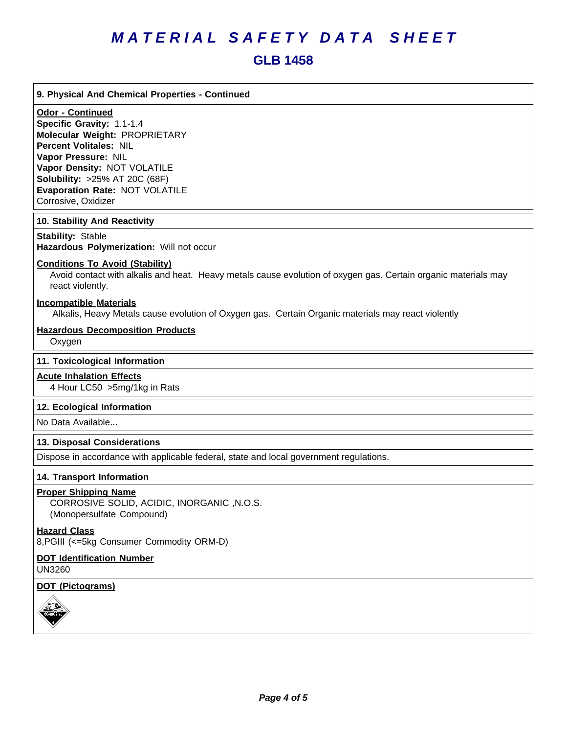# MATERIAL SAFETY DATA SHEET

## GLB 1458

### 9. Physical And Chemical Properties - Continued

**Odor - Continued**

**Specific Gravity:** 1.1-1.4
**Molecular Weight:** PROPRIETARY
**Percent Volitales:** NIL
**Vapor Pressure:** NIL
**Vapor Density:** NOT VOLATILE
**Solubility:** >25% AT 20C (68F)
**Evaporation Rate:** NOT VOLATILE
Corrosive, Oxidizer

### 10. Stability And Reactivity

**Stability:** Stable
**Hazardous Polymerization:** Will not occur

**Conditions To Avoid (Stability)**

Avoid contact with alkalis and heat. Heavy metals cause evolution of oxygen gas. Certain organic materials may react violently.

**Incompatible Materials**

Alkalis, Heavy Metals cause evolution of Oxygen gas. Certain Organic materials may react violently

**Hazardous Decomposition Products**

Oxygen

### 11. Toxicological Information

**Acute Inhalation Effects**

4 Hour LC50 >5mg/1kg in Rats

### 12. Ecological Information

No Data Available...

### 13. Disposal Considerations

Dispose in accordance with applicable federal, state and local government regulations.

### 14. Transport Information

**Proper Shipping Name**

CORROSIVE SOLID, ACIDIC, INORGANIC ,N.O.S.
(Monopersulfate Compound)

**Hazard Class**

8,PGIII (<=5kg Consumer Commodity ORM-D)

**DOT Identification Number**

UN3260

**DOT (Pictograms)**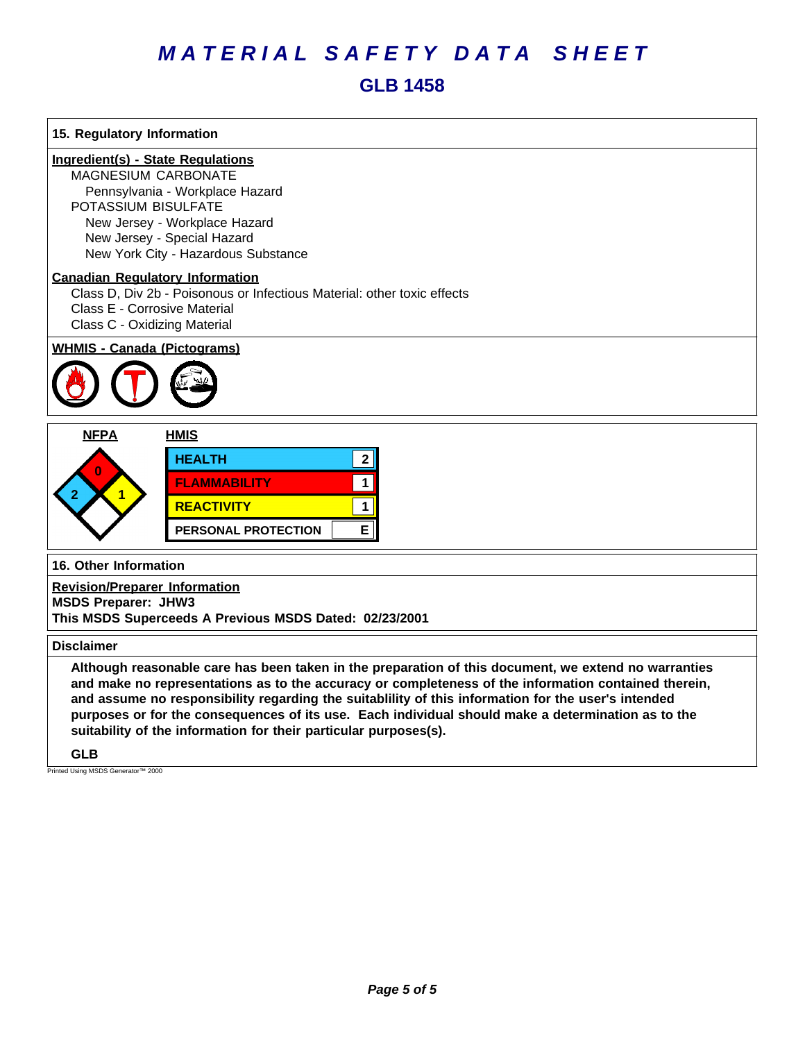# MATERIAL SAFETY DATA SHEET

## GLB 1458

### 15. Regulatory Information

**Ingredient(s) - State Regulations**

MAGNESIUM CARBONATE
- Pennsylvania - Workplace Hazard

POTASSIUM BISULFATE
- New Jersey - Workplace Hazard
- New Jersey - Special Hazard
- New York City - Hazardous Substance

**Canadian Regulatory Information**

Class D, Div 2b - Poisonous or Infectious Material: other toxic effects
Class E - Corrosive Material
Class C - Oxidizing Material

**WHMIS - Canada (Pictograms)**

**NFPA**

0
2 1

**HMIS**

| | |
|---|---|
| HEALTH | 2 |
| FLAMMABILITY | 1 |
| REACTIVITY | 1 |
| PERSONAL PROTECTION | E |

### 16. Other Information

**Revision/Preparer Information**

**MSDS Preparer: JHW3**

**This MSDS Superceeds A Previous MSDS Dated: 02/23/2001**

### Disclaimer

**Although reasonable care has been taken in the preparation of this document, we extend no warranties and make no representations as to the accuracy or completeness of the information contained therein, and assume no responsibility regarding the suitablility of this information for the user's intended purposes or for the consequences of its use. Each individual should make a determination as to the suitability of the information for their particular purposes(s).**

**GLB**

Printed Using MSDS Generator™ 2000